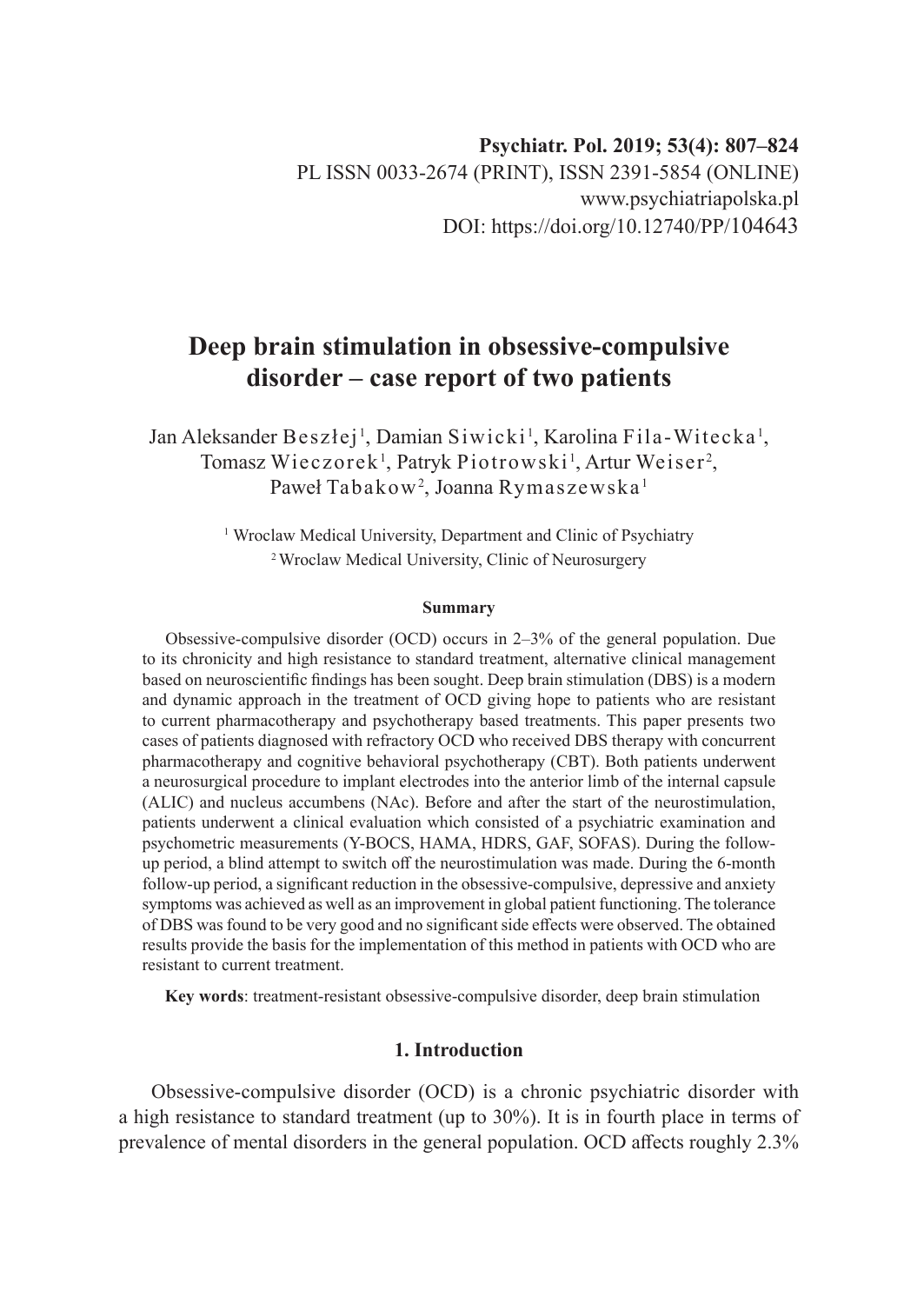Psychiatr. Pol. 2019; 53(4): 807–824

PL ISSN 0033-2674 (PRINT), ISSN 2391-5854 (ONLINE)

www.psychiatriapolska.pl

DOI: https://doi.org/10.12740/PP/104643

# Deep brain stimulation in obsessive-compulsive disorder – case report of two patients

Jan Aleksander Beszłej[1], Damian Siwicki[1], Karolina Fila-Witecka[1], Tomasz Wieczorek[1], Patryk Piotrowski[1], Artur Weiser[2], Paweł Tabakow[2], Joanna Rymaszewska[1]

[1] Wroclaw Medical University, Department and Clinic of Psychiatry

[2] Wroclaw Medical University, Clinic of Neurosurgery

### Summary

Obsessive-compulsive disorder (OCD) occurs in 2–3% of the general population. Due to its chronicity and high resistance to standard treatment, alternative clinical management based on neuroscientific findings has been sought. Deep brain stimulation (DBS) is a modern and dynamic approach in the treatment of OCD giving hope to patients who are resistant to current pharmacotherapy and psychotherapy based treatments. This paper presents two cases of patients diagnosed with refractory OCD who received DBS therapy with concurrent pharmacotherapy and cognitive behavioral psychotherapy (CBT). Both patients underwent a neurosurgical procedure to implant electrodes into the anterior limb of the internal capsule (ALIC) and nucleus accumbens (NAc). Before and after the start of the neurostimulation, patients underwent a clinical evaluation which consisted of a psychiatric examination and psychometric measurements (Y-BOCS, HAMA, HDRS, GAF, SOFAS). During the follow-up period, a blind attempt to switch off the neurostimulation was made. During the 6-month follow-up period, a significant reduction in the obsessive-compulsive, depressive and anxiety symptoms was achieved as well as an improvement in global patient functioning. The tolerance of DBS was found to be very good and no significant side effects were observed. The obtained results provide the basis for the implementation of this method in patients with OCD who are resistant to current treatment.

**Key words**: treatment-resistant obsessive-compulsive disorder, deep brain stimulation

## 1. Introduction

Obsessive-compulsive disorder (OCD) is a chronic psychiatric disorder with a high resistance to standard treatment (up to 30%). It is in fourth place in terms of prevalence of mental disorders in the general population. OCD affects roughly 2.3%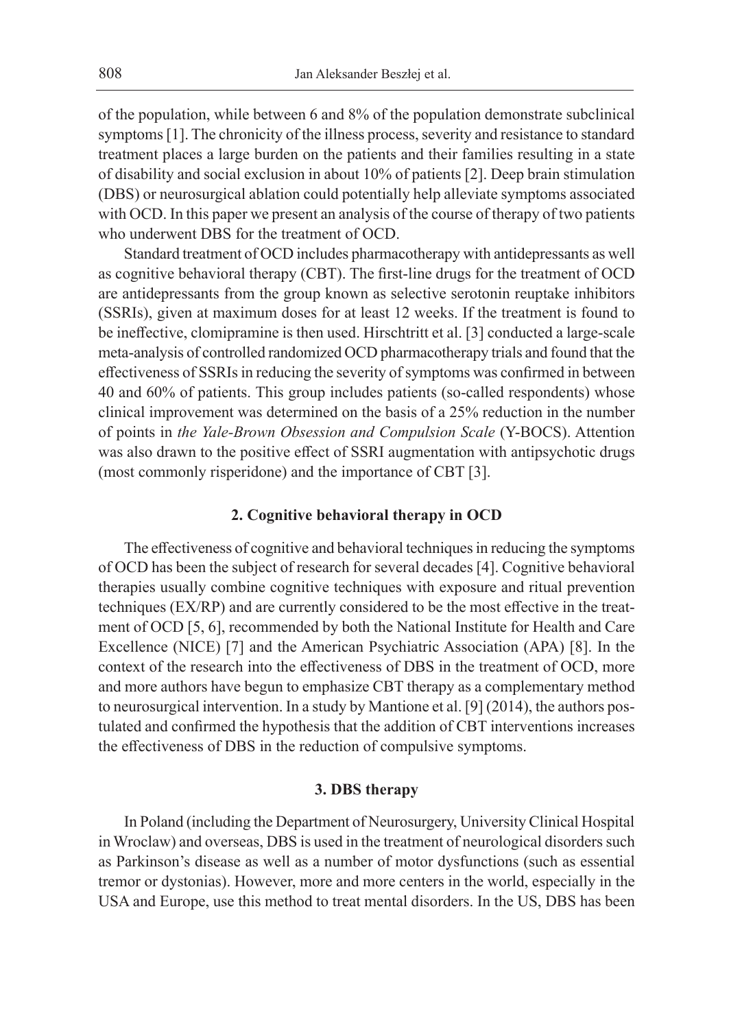of the population, while between 6 and 8% of the population demonstrate subclinical symptoms [1]. The chronicity of the illness process, severity and resistance to standard treatment places a large burden on the patients and their families resulting in a state of disability and social exclusion in about 10% of patients [2]. Deep brain stimulation (DBS) or neurosurgical ablation could potentially help alleviate symptoms associated with OCD. In this paper we present an analysis of the course of therapy of two patients who underwent DBS for the treatment of OCD.

Standard treatment of OCD includes pharmacotherapy with antidepressants as well as cognitive behavioral therapy (CBT). The first-line drugs for the treatment of OCD are antidepressants from the group known as selective serotonin reuptake inhibitors (SSRIs), given at maximum doses for at least 12 weeks. If the treatment is found to be ineffective, clomipramine is then used. Hirschtritt et al. [3] conducted a large-scale meta-analysis of controlled randomized OCD pharmacotherapy trials and found that the effectiveness of SSRIs in reducing the severity of symptoms was confirmed in between 40 and 60% of patients. This group includes patients (so-called respondents) whose clinical improvement was determined on the basis of a 25% reduction in the number of points in *the Yale-Brown Obsession and Compulsion Scale* (Y-BOCS). Attention was also drawn to the positive effect of SSRI augmentation with antipsychotic drugs (most commonly risperidone) and the importance of CBT [3].

## 2. Cognitive behavioral therapy in OCD

The effectiveness of cognitive and behavioral techniques in reducing the symptoms of OCD has been the subject of research for several decades [4]. Cognitive behavioral therapies usually combine cognitive techniques with exposure and ritual prevention techniques (EX/RP) and are currently considered to be the most effective in the treatment of OCD [5, 6], recommended by both the National Institute for Health and Care Excellence (NICE) [7] and the American Psychiatric Association (APA) [8]. In the context of the research into the effectiveness of DBS in the treatment of OCD, more and more authors have begun to emphasize CBT therapy as a complementary method to neurosurgical intervention. In a study by Mantione et al. [9] (2014), the authors postulated and confirmed the hypothesis that the addition of CBT interventions increases the effectiveness of DBS in the reduction of compulsive symptoms.

## 3. DBS therapy

In Poland (including the Department of Neurosurgery, University Clinical Hospital in Wroclaw) and overseas, DBS is used in the treatment of neurological disorders such as Parkinson's disease as well as a number of motor dysfunctions (such as essential tremor or dystonias). However, more and more centers in the world, especially in the USA and Europe, use this method to treat mental disorders. In the US, DBS has been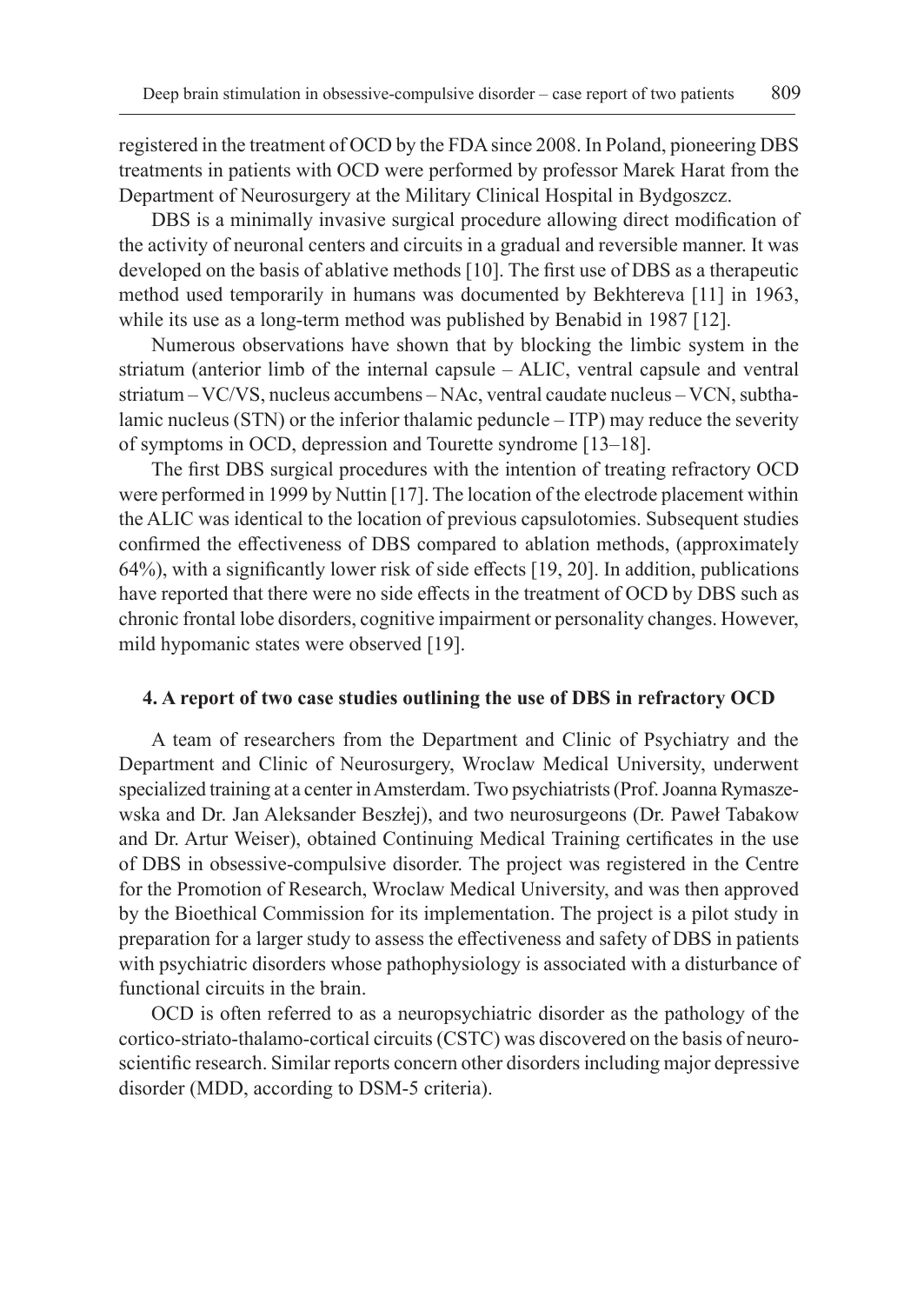registered in the treatment of OCD by the FDA since 2008. In Poland, pioneering DBS treatments in patients with OCD were performed by professor Marek Harat from the Department of Neurosurgery at the Military Clinical Hospital in Bydgoszcz.

DBS is a minimally invasive surgical procedure allowing direct modification of the activity of neuronal centers and circuits in a gradual and reversible manner. It was developed on the basis of ablative methods [10]. The first use of DBS as a therapeutic method used temporarily in humans was documented by Bekhtereva [11] in 1963, while its use as a long-term method was published by Benabid in 1987 [12].

Numerous observations have shown that by blocking the limbic system in the striatum (anterior limb of the internal capsule – ALIC, ventral capsule and ventral striatum – VC/VS, nucleus accumbens – NAc, ventral caudate nucleus – VCN, subthalamic nucleus (STN) or the inferior thalamic peduncle – ITP) may reduce the severity of symptoms in OCD, depression and Tourette syndrome [13–18].

The first DBS surgical procedures with the intention of treating refractory OCD were performed in 1999 by Nuttin [17]. The location of the electrode placement within the ALIC was identical to the location of previous capsulotomies. Subsequent studies confirmed the effectiveness of DBS compared to ablation methods, (approximately 64%), with a significantly lower risk of side effects [19, 20]. In addition, publications have reported that there were no side effects in the treatment of OCD by DBS such as chronic frontal lobe disorders, cognitive impairment or personality changes. However, mild hypomanic states were observed [19].

#### 4. A report of two case studies outlining the use of DBS in refractory OCD

A team of researchers from the Department and Clinic of Psychiatry and the Department and Clinic of Neurosurgery, Wroclaw Medical University, underwent specialized training at a center in Amsterdam. Two psychiatrists (Prof. Joanna Rymaszewska and Dr. Jan Aleksander Beszłej), and two neurosurgeons (Dr. Paweł Tabakow and Dr. Artur Weiser), obtained Continuing Medical Training certificates in the use of DBS in obsessive-compulsive disorder. The project was registered in the Centre for the Promotion of Research, Wroclaw Medical University, and was then approved by the Bioethical Commission for its implementation. The project is a pilot study in preparation for a larger study to assess the effectiveness and safety of DBS in patients with psychiatric disorders whose pathophysiology is associated with a disturbance of functional circuits in the brain.

OCD is often referred to as a neuropsychiatric disorder as the pathology of the cortico-striato-thalamo-cortical circuits (CSTC) was discovered on the basis of neuroscientific research. Similar reports concern other disorders including major depressive disorder (MDD, according to DSM-5 criteria).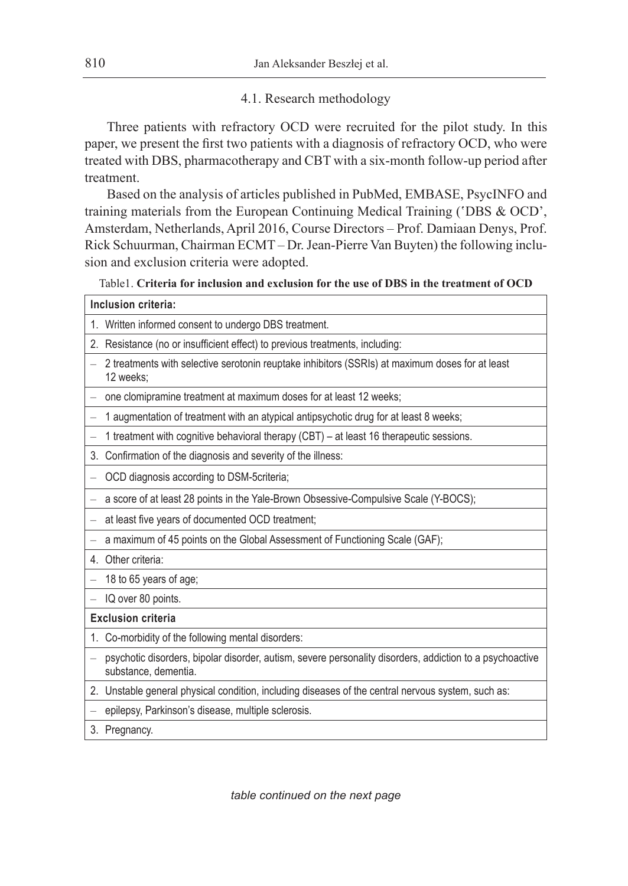### 4.1. Research methodology

Three patients with refractory OCD were recruited for the pilot study. In this paper, we present the first two patients with a diagnosis of refractory OCD, who were treated with DBS, pharmacotherapy and CBT with a six-month follow-up period after treatment.

Based on the analysis of articles published in PubMed, EMBASE, PsycINFO and training materials from the European Continuing Medical Training ('DBS & OCD', Amsterdam, Netherlands, April 2016, Course Directors – Prof. Damiaan Denys, Prof. Rick Schuurman, Chairman ECMT – Dr. Jean-Pierre Van Buyten) the following inclusion and exclusion criteria were adopted.

Table1. **Criteria for inclusion and exclusion for the use of DBS in the treatment of OCD**

| **Inclusion criteria:** |
|---|
| 1. Written informed consent to undergo DBS treatment. |
| 2. Resistance (no or insufficient effect) to previous treatments, including: |
| – 2 treatments with selective serotonin reuptake inhibitors (SSRIs) at maximum doses for at least 12 weeks; |
| – one clomipramine treatment at maximum doses for at least 12 weeks; |
| – 1 augmentation of treatment with an atypical antipsychotic drug for at least 8 weeks; |
| – 1 treatment with cognitive behavioral therapy (CBT) – at least 16 therapeutic sessions. |
| 3. Confirmation of the diagnosis and severity of the illness: |
| – OCD diagnosis according to DSM-5criteria; |
| – a score of at least 28 points in the Yale-Brown Obsessive-Compulsive Scale (Y-BOCS); |
| – at least five years of documented OCD treatment; |
| – a maximum of 45 points on the Global Assessment of Functioning Scale (GAF); |
| 4. Other criteria: |
| – 18 to 65 years of age; |
| – IQ over 80 points. |
| **Exclusion criteria** |
| 1. Co-morbidity of the following mental disorders: |
| – psychotic disorders, bipolar disorder, autism, severe personality disorders, addiction to a psychoactive substance, dementia. |
| 2. Unstable general physical condition, including diseases of the central nervous system, such as: |
| – epilepsy, Parkinson's disease, multiple sclerosis. |
| 3. Pregnancy. |

*table continued on the next page*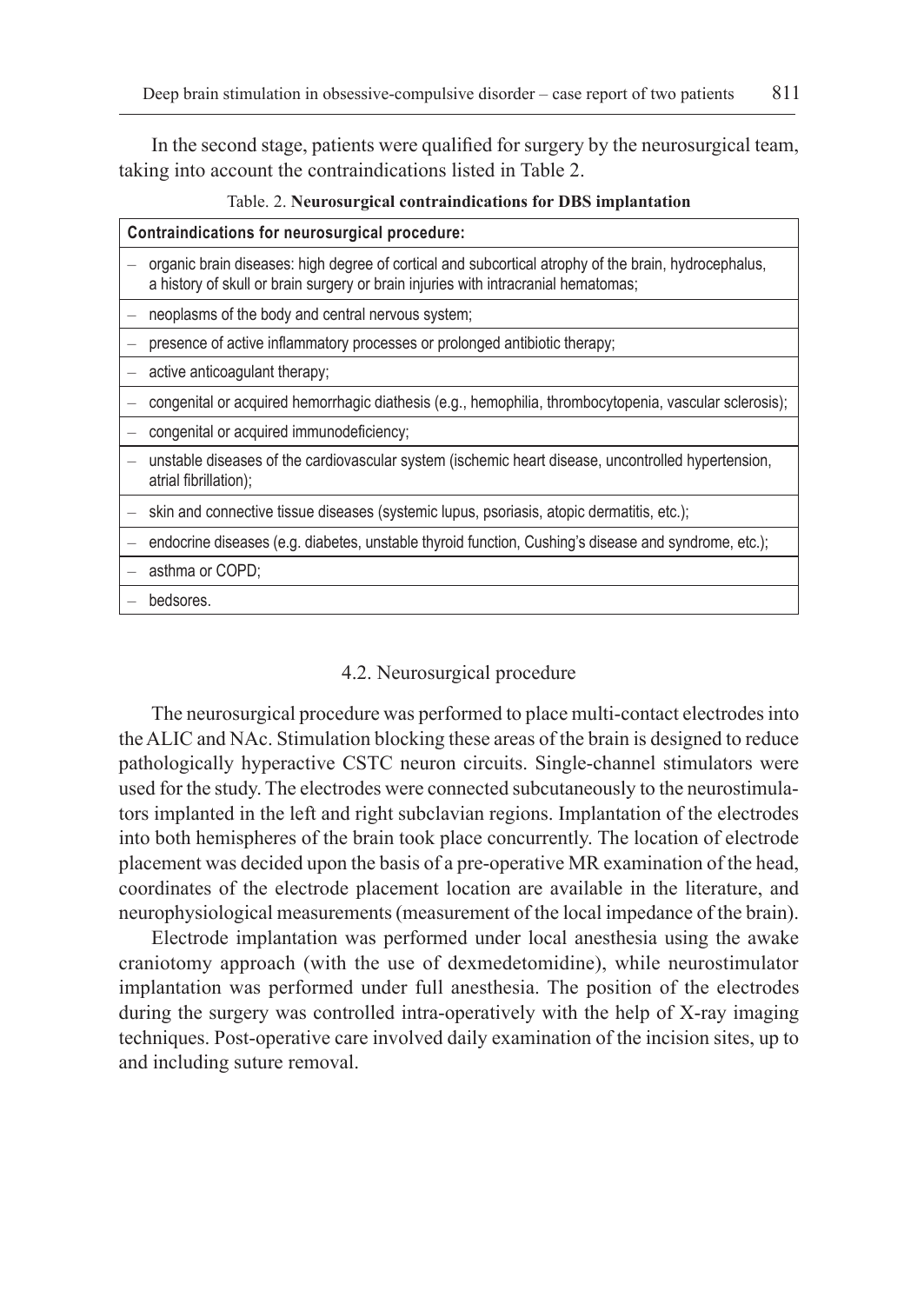In the second stage, patients were qualified for surgery by the neurosurgical team, taking into account the contraindications listed in Table 2.

Table. 2. **Neurosurgical contraindications for DBS implantation**

| **Contraindications for neurosurgical procedure:** |
|---|
| – organic brain diseases: high degree of cortical and subcortical atrophy of the brain, hydrocephalus, a history of skull or brain surgery or brain injuries with intracranial hematomas; |
| – neoplasms of the body and central nervous system; |
| – presence of active inflammatory processes or prolonged antibiotic therapy; |
| – active anticoagulant therapy; |
| – congenital or acquired hemorrhagic diathesis (e.g., hemophilia, thrombocytopenia, vascular sclerosis); |
| – congenital or acquired immunodeficiency; |
| – unstable diseases of the cardiovascular system (ischemic heart disease, uncontrolled hypertension, atrial fibrillation); |
| – skin and connective tissue diseases (systemic lupus, psoriasis, atopic dermatitis, etc.); |
| – endocrine diseases (e.g. diabetes, unstable thyroid function, Cushing's disease and syndrome, etc.); |
| – asthma or COPD; |
| – bedsores. |

### 4.2. Neurosurgical procedure

The neurosurgical procedure was performed to place multi-contact electrodes into the ALIC and NAc. Stimulation blocking these areas of the brain is designed to reduce pathologically hyperactive CSTC neuron circuits. Single-channel stimulators were used for the study. The electrodes were connected subcutaneously to the neurostimulators implanted in the left and right subclavian regions. Implantation of the electrodes into both hemispheres of the brain took place concurrently. The location of electrode placement was decided upon the basis of a pre-operative MR examination of the head, coordinates of the electrode placement location are available in the literature, and neurophysiological measurements (measurement of the local impedance of the brain).

Electrode implantation was performed under local anesthesia using the awake craniotomy approach (with the use of dexmedetomidine), while neurostimulator implantation was performed under full anesthesia. The position of the electrodes during the surgery was controlled intra-operatively with the help of X-ray imaging techniques. Post-operative care involved daily examination of the incision sites, up to and including suture removal.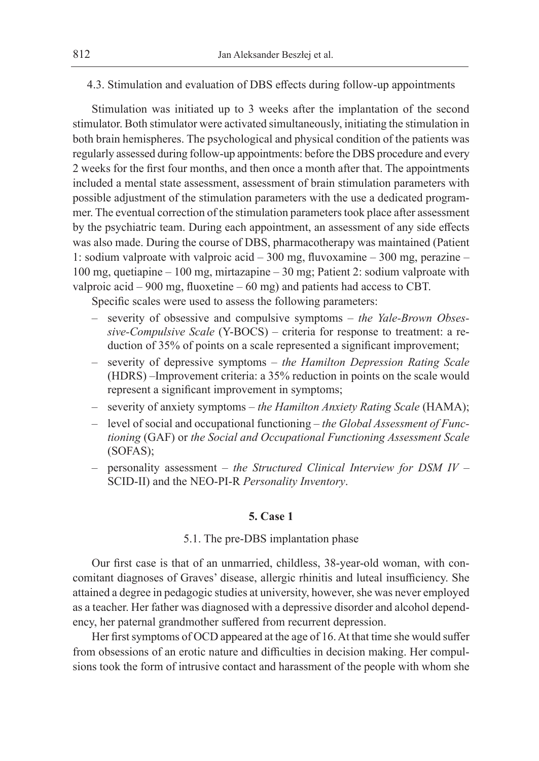### 4.3. Stimulation and evaluation of DBS effects during follow-up appointments

Stimulation was initiated up to 3 weeks after the implantation of the second stimulator. Both stimulator were activated simultaneously, initiating the stimulation in both brain hemispheres. The psychological and physical condition of the patients was regularly assessed during follow-up appointments: before the DBS procedure and every 2 weeks for the first four months, and then once a month after that. The appointments included a mental state assessment, assessment of brain stimulation parameters with possible adjustment of the stimulation parameters with the use a dedicated programmer. The eventual correction of the stimulation parameters took place after assessment by the psychiatric team. During each appointment, an assessment of any side effects was also made. During the course of DBS, pharmacotherapy was maintained (Patient 1: sodium valproate with valproic acid – 300 mg, fluvoxamine – 300 mg, perazine – 100 mg, quetiapine – 100 mg, mirtazapine – 30 mg; Patient 2: sodium valproate with valproic acid – 900 mg, fluoxetine – 60 mg) and patients had access to CBT.

Specific scales were used to assess the following parameters:

- severity of obsessive and compulsive symptoms – *the Yale-Brown Obsessive-Compulsive Scale* (Y-BOCS) – criteria for response to treatment: a reduction of 35% of points on a scale represented a significant improvement;
- severity of depressive symptoms – *the Hamilton Depression Rating Scale* (HDRS) –Improvement criteria: a 35% reduction in points on the scale would represent a significant improvement in symptoms;
- severity of anxiety symptoms – *the Hamilton Anxiety Rating Scale* (HAMA);
- level of social and occupational functioning – *the Global Assessment of Functioning* (GAF) or *the Social and Occupational Functioning Assessment Scale* (SOFAS);
- personality assessment – *the Structured Clinical Interview for DSM IV* – SCID-II) and the NEO-PI-R *Personality Inventory*.

## 5. Case 1

### 5.1. The pre-DBS implantation phase

Our first case is that of an unmarried, childless, 38-year-old woman, with concomitant diagnoses of Graves' disease, allergic rhinitis and luteal insufficiency. She attained a degree in pedagogic studies at university, however, she was never employed as a teacher. Her father was diagnosed with a depressive disorder and alcohol dependency, her paternal grandmother suffered from recurrent depression.

Her first symptoms of OCD appeared at the age of 16. At that time she would suffer from obsessions of an erotic nature and difficulties in decision making. Her compulsions took the form of intrusive contact and harassment of the people with whom she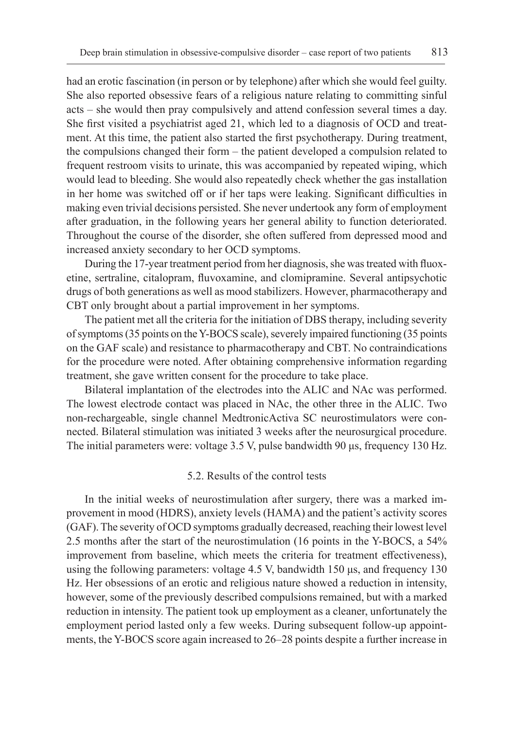had an erotic fascination (in person or by telephone) after which she would feel guilty. She also reported obsessive fears of a religious nature relating to committing sinful acts – she would then pray compulsively and attend confession several times a day. She first visited a psychiatrist aged 21, which led to a diagnosis of OCD and treatment. At this time, the patient also started the first psychotherapy. During treatment, the compulsions changed their form – the patient developed a compulsion related to frequent restroom visits to urinate, this was accompanied by repeated wiping, which would lead to bleeding. She would also repeatedly check whether the gas installation in her home was switched off or if her taps were leaking. Significant difficulties in making even trivial decisions persisted. She never undertook any form of employment after graduation, in the following years her general ability to function deteriorated. Throughout the course of the disorder, she often suffered from depressed mood and increased anxiety secondary to her OCD symptoms.

During the 17-year treatment period from her diagnosis, she was treated with fluoxetine, sertraline, citalopram, fluvoxamine, and clomipramine. Several antipsychotic drugs of both generations as well as mood stabilizers. However, pharmacotherapy and CBT only brought about a partial improvement in her symptoms.

The patient met all the criteria for the initiation of DBS therapy, including severity of symptoms (35 points on the Y-BOCS scale), severely impaired functioning (35 points on the GAF scale) and resistance to pharmacotherapy and CBT. No contraindications for the procedure were noted. After obtaining comprehensive information regarding treatment, she gave written consent for the procedure to take place.

Bilateral implantation of the electrodes into the ALIC and NAc was performed. The lowest electrode contact was placed in NAc, the other three in the ALIC. Two non-rechargeable, single channel MedtronicActiva SC neurostimulators were connected. Bilateral stimulation was initiated 3 weeks after the neurosurgical procedure. The initial parameters were: voltage 3.5 V, pulse bandwidth 90 μs, frequency 130 Hz.

### 5.2. Results of the control tests

In the initial weeks of neurostimulation after surgery, there was a marked improvement in mood (HDRS), anxiety levels (HAMA) and the patient's activity scores (GAF). The severity of OCD symptoms gradually decreased, reaching their lowest level 2.5 months after the start of the neurostimulation (16 points in the Y-BOCS, a 54% improvement from baseline, which meets the criteria for treatment effectiveness), using the following parameters: voltage 4.5 V, bandwidth 150 μs, and frequency 130 Hz. Her obsessions of an erotic and religious nature showed a reduction in intensity, however, some of the previously described compulsions remained, but with a marked reduction in intensity. The patient took up employment as a cleaner, unfortunately the employment period lasted only a few weeks. During subsequent follow-up appointments, the Y-BOCS score again increased to 26–28 points despite a further increase in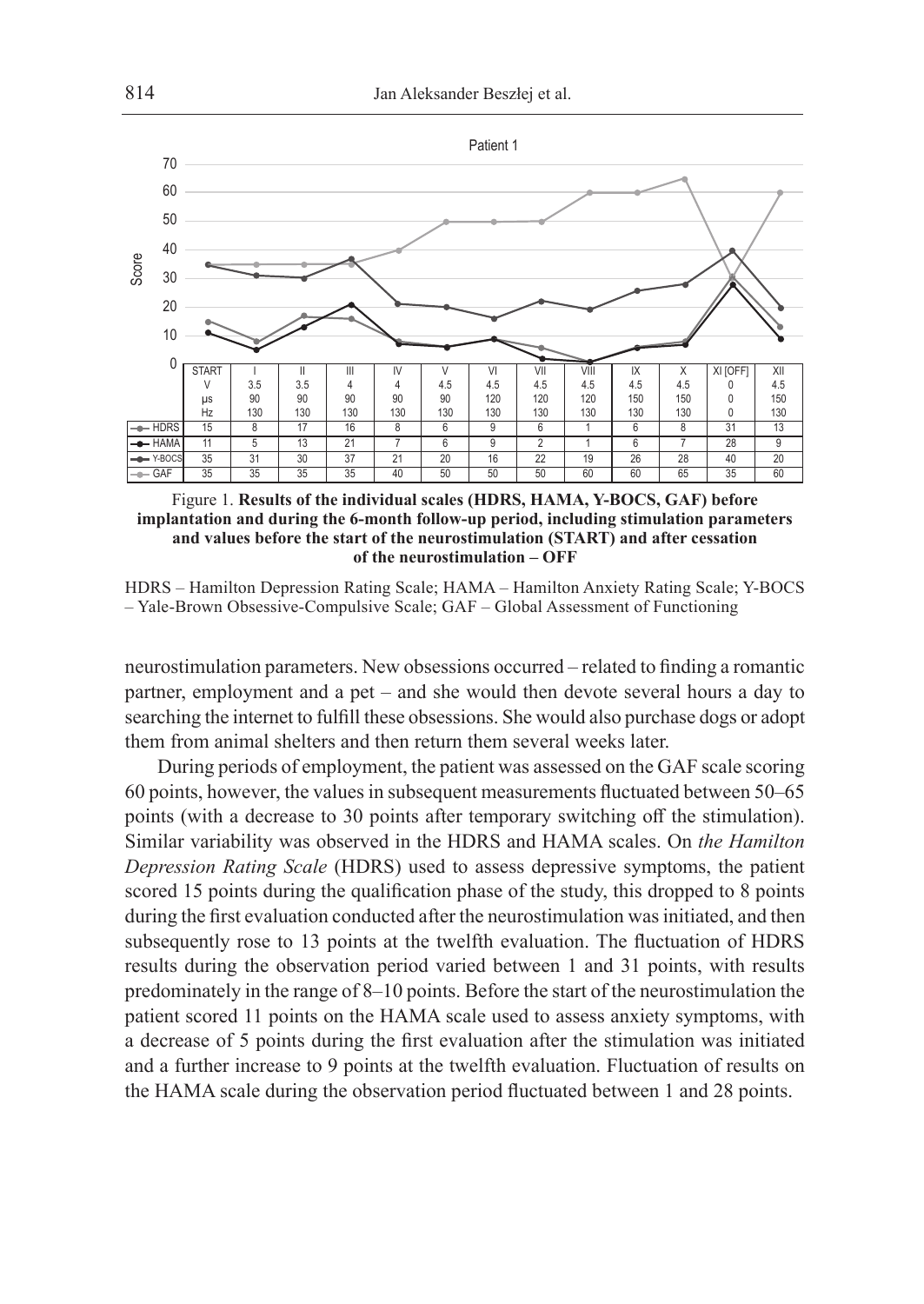Patient 1

| | START | I | II | III | IV | V | VI | VII | VIII | IX | X | XI [OFF] | XII |
|---|---|---|---|---|---|---|---|---|---|---|---|---|---|
| V | | 3.5 | 3.5 | 4 | 4 | 4.5 | 4.5 | 4.5 | 4.5 | 4.5 | 4.5 | 0 | 4.5 |
| μs | | 90 | 90 | 90 | 90 | 90 | 120 | 120 | 120 | 150 | 150 | 0 | 150 |
| Hz | | 130 | 130 | 130 | 130 | 130 | 130 | 130 | 130 | 130 | 130 | 0 | 130 |
| HDRS | 15 | 8 | 17 | 16 | 8 | 6 | 9 | 6 | 1 | 6 | 8 | 31 | 13 |
| HAMA | 11 | 5 | 13 | 21 | 7 | 6 | 9 | 2 | 1 | 6 | 7 | 28 | 9 |
| Y-BOCS | 35 | 31 | 30 | 37 | 21 | 20 | 16 | 22 | 19 | 26 | 28 | 40 | 20 |
| GAF | 35 | 35 | 35 | 35 | 40 | 50 | 50 | 50 | 60 | 60 | 65 | 35 | 60 |

Figure 1. **Results of the individual scales (HDRS, HAMA, Y-BOCS, GAF) before implantation and during the 6-month follow-up period, including stimulation parameters and values before the start of the neurostimulation (START) and after cessation of the neurostimulation – OFF**

HDRS – Hamilton Depression Rating Scale; HAMA – Hamilton Anxiety Rating Scale; Y-BOCS – Yale-Brown Obsessive-Compulsive Scale; GAF – Global Assessment of Functioning

neurostimulation parameters. New obsessions occurred – related to finding a romantic partner, employment and a pet – and she would then devote several hours a day to searching the internet to fulfill these obsessions. She would also purchase dogs or adopt them from animal shelters and then return them several weeks later.

During periods of employment, the patient was assessed on the GAF scale scoring 60 points, however, the values in subsequent measurements fluctuated between 50–65 points (with a decrease to 30 points after temporary switching off the stimulation). Similar variability was observed in the HDRS and HAMA scales. On *the Hamilton Depression Rating Scale* (HDRS) used to assess depressive symptoms, the patient scored 15 points during the qualification phase of the study, this dropped to 8 points during the first evaluation conducted after the neurostimulation was initiated, and then subsequently rose to 13 points at the twelfth evaluation. The fluctuation of HDRS results during the observation period varied between 1 and 31 points, with results predominately in the range of 8–10 points. Before the start of the neurostimulation the patient scored 11 points on the HAMA scale used to assess anxiety symptoms, with a decrease of 5 points during the first evaluation after the stimulation was initiated and a further increase to 9 points at the twelfth evaluation. Fluctuation of results on the HAMA scale during the observation period fluctuated between 1 and 28 points.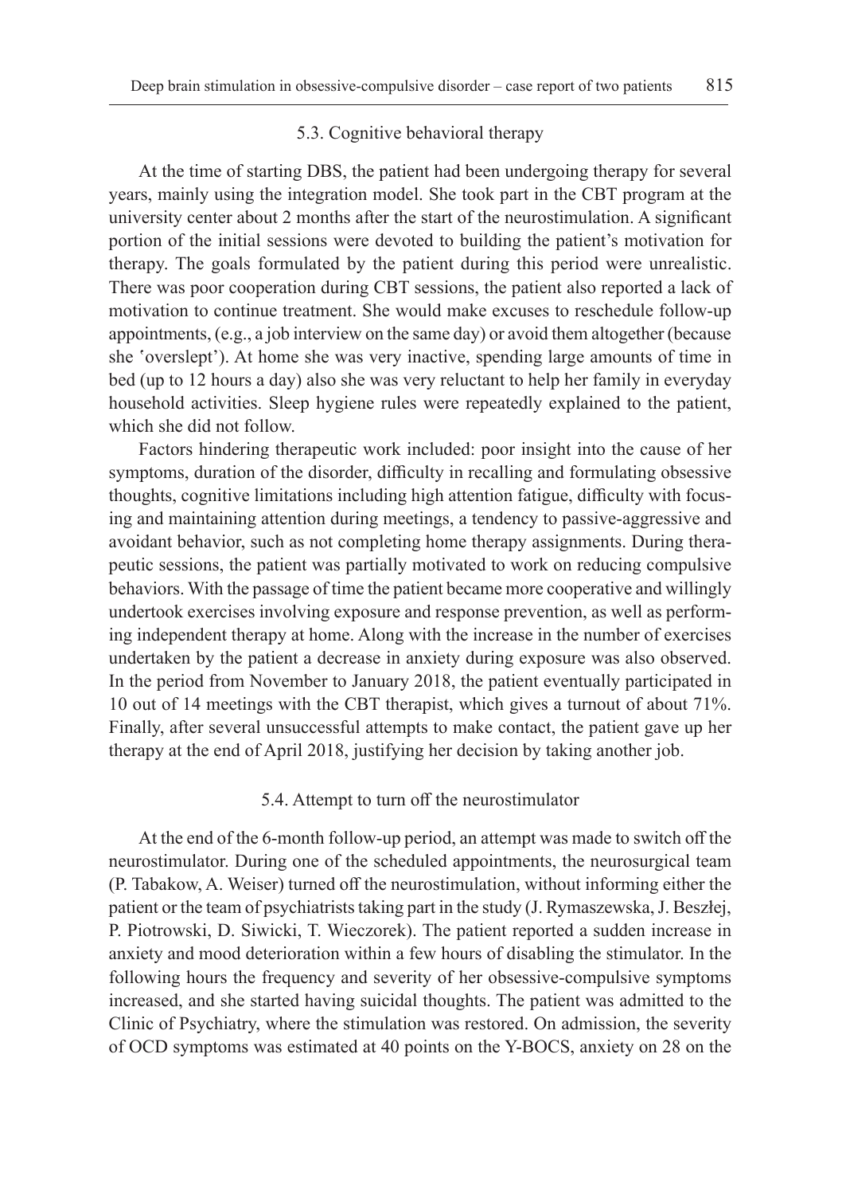### 5.3. Cognitive behavioral therapy

At the time of starting DBS, the patient had been undergoing therapy for several years, mainly using the integration model. She took part in the CBT program at the university center about 2 months after the start of the neurostimulation. A significant portion of the initial sessions were devoted to building the patient's motivation for therapy. The goals formulated by the patient during this period were unrealistic. There was poor cooperation during CBT sessions, the patient also reported a lack of motivation to continue treatment. She would make excuses to reschedule follow-up appointments, (e.g., a job interview on the same day) or avoid them altogether (because she 'overslept'). At home she was very inactive, spending large amounts of time in bed (up to 12 hours a day) also she was very reluctant to help her family in everyday household activities. Sleep hygiene rules were repeatedly explained to the patient, which she did not follow.

Factors hindering therapeutic work included: poor insight into the cause of her symptoms, duration of the disorder, difficulty in recalling and formulating obsessive thoughts, cognitive limitations including high attention fatigue, difficulty with focusing and maintaining attention during meetings, a tendency to passive-aggressive and avoidant behavior, such as not completing home therapy assignments. During therapeutic sessions, the patient was partially motivated to work on reducing compulsive behaviors. With the passage of time the patient became more cooperative and willingly undertook exercises involving exposure and response prevention, as well as performing independent therapy at home. Along with the increase in the number of exercises undertaken by the patient a decrease in anxiety during exposure was also observed. In the period from November to January 2018, the patient eventually participated in 10 out of 14 meetings with the CBT therapist, which gives a turnout of about 71%. Finally, after several unsuccessful attempts to make contact, the patient gave up her therapy at the end of April 2018, justifying her decision by taking another job.

### 5.4. Attempt to turn off the neurostimulator

At the end of the 6-month follow-up period, an attempt was made to switch off the neurostimulator. During one of the scheduled appointments, the neurosurgical team (P. Tabakow, A. Weiser) turned off the neurostimulation, without informing either the patient or the team of psychiatrists taking part in the study (J. Rymaszewska, J. Beszłej, P. Piotrowski, D. Siwicki, T. Wieczorek). The patient reported a sudden increase in anxiety and mood deterioration within a few hours of disabling the stimulator. In the following hours the frequency and severity of her obsessive-compulsive symptoms increased, and she started having suicidal thoughts. The patient was admitted to the Clinic of Psychiatry, where the stimulation was restored. On admission, the severity of OCD symptoms was estimated at 40 points on the Y-BOCS, anxiety on 28 on the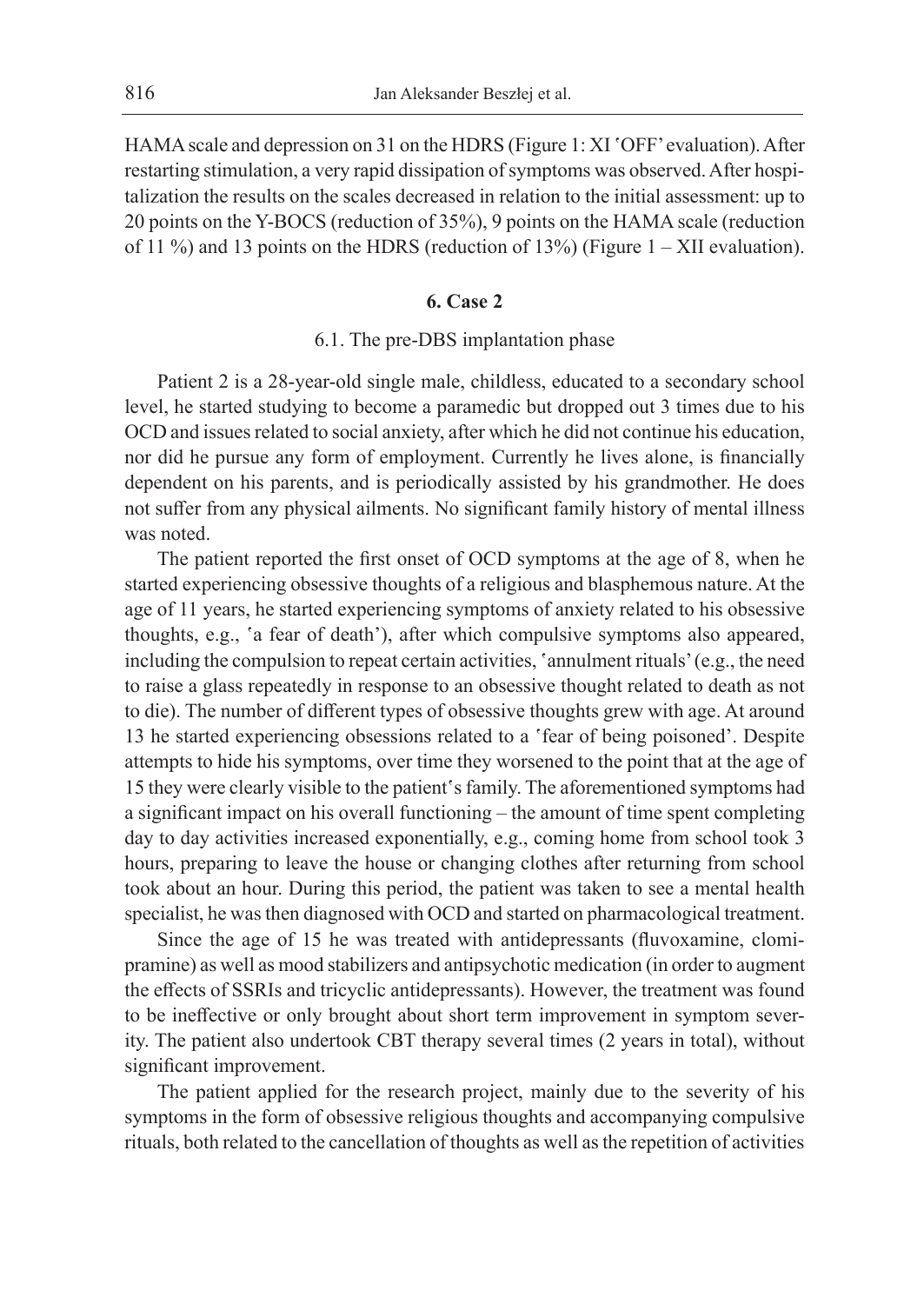HAMA scale and depression on 31 on the HDRS (Figure 1: XI 'OFF' evaluation). After restarting stimulation, a very rapid dissipation of symptoms was observed. After hospitalization the results on the scales decreased in relation to the initial assessment: up to 20 points on the Y-BOCS (reduction of 35%), 9 points on the HAMA scale (reduction of 11 %) and 13 points on the HDRS (reduction of 13%) (Figure 1 – XII evaluation).

## 6. Case 2

### 6.1. The pre-DBS implantation phase

Patient 2 is a 28-year-old single male, childless, educated to a secondary school level, he started studying to become a paramedic but dropped out 3 times due to his OCD and issues related to social anxiety, after which he did not continue his education, nor did he pursue any form of employment. Currently he lives alone, is financially dependent on his parents, and is periodically assisted by his grandmother. He does not suffer from any physical ailments. No significant family history of mental illness was noted.

The patient reported the first onset of OCD symptoms at the age of 8, when he started experiencing obsessive thoughts of a religious and blasphemous nature. At the age of 11 years, he started experiencing symptoms of anxiety related to his obsessive thoughts, e.g., 'a fear of death'), after which compulsive symptoms also appeared, including the compulsion to repeat certain activities, 'annulment rituals' (e.g., the need to raise a glass repeatedly in response to an obsessive thought related to death as not to die). The number of different types of obsessive thoughts grew with age. At around 13 he started experiencing obsessions related to a 'fear of being poisoned'. Despite attempts to hide his symptoms, over time they worsened to the point that at the age of 15 they were clearly visible to the patient's family. The aforementioned symptoms had a significant impact on his overall functioning – the amount of time spent completing day to day activities increased exponentially, e.g., coming home from school took 3 hours, preparing to leave the house or changing clothes after returning from school took about an hour. During this period, the patient was taken to see a mental health specialist, he was then diagnosed with OCD and started on pharmacological treatment.

Since the age of 15 he was treated with antidepressants (fluvoxamine, clomipramine) as well as mood stabilizers and antipsychotic medication (in order to augment the effects of SSRIs and tricyclic antidepressants). However, the treatment was found to be ineffective or only brought about short term improvement in symptom severity. The patient also undertook CBT therapy several times (2 years in total), without significant improvement.

The patient applied for the research project, mainly due to the severity of his symptoms in the form of obsessive religious thoughts and accompanying compulsive rituals, both related to the cancellation of thoughts as well as the repetition of activities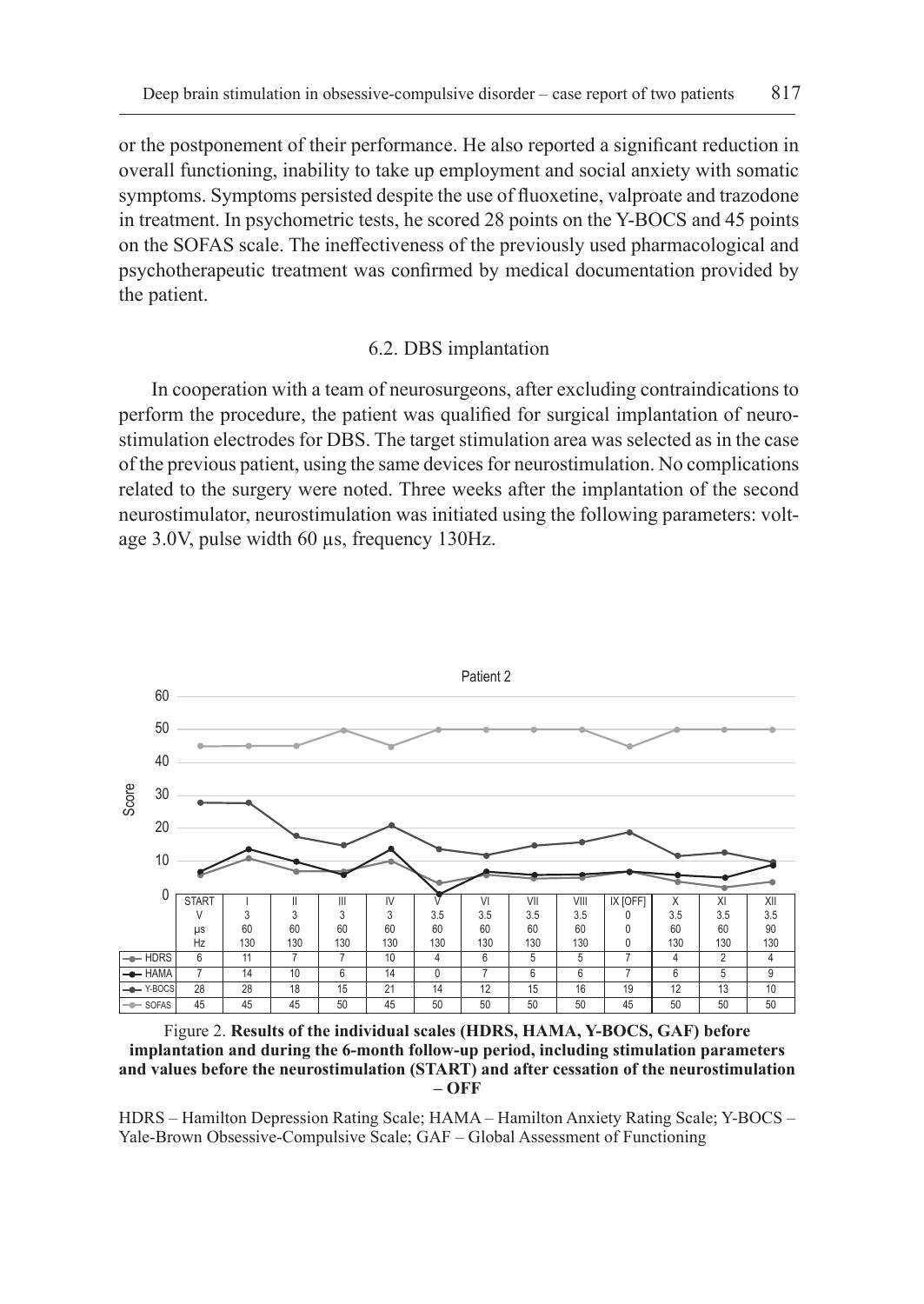or the postponement of their performance. He also reported a significant reduction in overall functioning, inability to take up employment and social anxiety with somatic symptoms. Symptoms persisted despite the use of fluoxetine, valproate and trazodone in treatment. In psychometric tests, he scored 28 points on the Y-BOCS and 45 points on the SOFAS scale. The ineffectiveness of the previously used pharmacological and psychotherapeutic treatment was confirmed by medical documentation provided by the patient.

### 6.2. DBS implantation

In cooperation with a team of neurosurgeons, after excluding contraindications to perform the procedure, the patient was qualified for surgical implantation of neurostimulation electrodes for DBS. The target stimulation area was selected as in the case of the previous patient, using the same devices for neurostimulation. No complications related to the surgery were noted. Three weeks after the implantation of the second neurostimulator, neurostimulation was initiated using the following parameters: voltage 3.0V, pulse width 60 µs, frequency 130Hz.

Patient 2

| | START | I | II | III | IV | V | VI | VII | VIII | IX [OFF] | X | XI | XII |
|---|---|---|---|---|---|---|---|---|---|---|---|---|---|
| V | | 3 | 3 | 3 | 3 | 3.5 | 3.5 | 3.5 | 3.5 | 0 | 3.5 | 3.5 | 3.5 |
| µs | | 60 | 60 | 60 | 60 | 60 | 60 | 60 | 60 | 0 | 60 | 60 | 90 |
| Hz | | 130 | 130 | 130 | 130 | 130 | 130 | 130 | 130 | 0 | 130 | 130 | 130 |
| HDRS | 6 | 11 | 7 | 7 | 10 | 4 | 6 | 5 | 5 | 7 | 4 | 2 | 4 |
| HAMA | 7 | 14 | 10 | 6 | 14 | 0 | 7 | 6 | 6 | 7 | 6 | 5 | 9 |
| Y-BOCS | 28 | 28 | 18 | 15 | 21 | 14 | 12 | 15 | 16 | 19 | 12 | 13 | 10 |
| SOFAS | 45 | 45 | 45 | 50 | 45 | 50 | 50 | 50 | 50 | 45 | 50 | 50 | 50 |

Figure 2. **Results of the individual scales (HDRS, HAMA, Y-BOCS, GAF) before implantation and during the 6-month follow-up period, including stimulation parameters and values before the neurostimulation (START) and after cessation of the neurostimulation – OFF**

HDRS – Hamilton Depression Rating Scale; HAMA – Hamilton Anxiety Rating Scale; Y-BOCS – Yale-Brown Obsessive-Compulsive Scale; GAF – Global Assessment of Functioning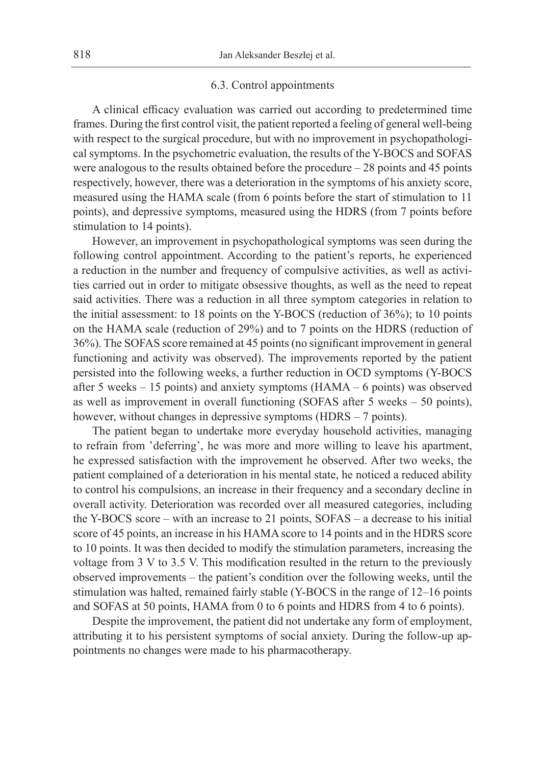### 6.3. Control appointments

A clinical efficacy evaluation was carried out according to predetermined time frames. During the first control visit, the patient reported a feeling of general well-being with respect to the surgical procedure, but with no improvement in psychopathological symptoms. In the psychometric evaluation, the results of the Y-BOCS and SOFAS were analogous to the results obtained before the procedure – 28 points and 45 points respectively, however, there was a deterioration in the symptoms of his anxiety score, measured using the HAMA scale (from 6 points before the start of stimulation to 11 points), and depressive symptoms, measured using the HDRS (from 7 points before stimulation to 14 points).

However, an improvement in psychopathological symptoms was seen during the following control appointment. According to the patient's reports, he experienced a reduction in the number and frequency of compulsive activities, as well as activities carried out in order to mitigate obsessive thoughts, as well as the need to repeat said activities. There was a reduction in all three symptom categories in relation to the initial assessment: to 18 points on the Y-BOCS (reduction of 36%); to 10 points on the HAMA scale (reduction of 29%) and to 7 points on the HDRS (reduction of 36%). The SOFAS score remained at 45 points (no significant improvement in general functioning and activity was observed). The improvements reported by the patient persisted into the following weeks, a further reduction in OCD symptoms (Y-BOCS after 5 weeks – 15 points) and anxiety symptoms (HAMA – 6 points) was observed as well as improvement in overall functioning (SOFAS after 5 weeks – 50 points), however, without changes in depressive symptoms (HDRS – 7 points).

The patient began to undertake more everyday household activities, managing to refrain from 'deferring', he was more and more willing to leave his apartment, he expressed satisfaction with the improvement he observed. After two weeks, the patient complained of a deterioration in his mental state, he noticed a reduced ability to control his compulsions, an increase in their frequency and a secondary decline in overall activity. Deterioration was recorded over all measured categories, including the Y-BOCS score – with an increase to 21 points, SOFAS – a decrease to his initial score of 45 points, an increase in his HAMA score to 14 points and in the HDRS score to 10 points. It was then decided to modify the stimulation parameters, increasing the voltage from 3 V to 3.5 V. This modification resulted in the return to the previously observed improvements – the patient's condition over the following weeks, until the stimulation was halted, remained fairly stable (Y-BOCS in the range of 12–16 points and SOFAS at 50 points, HAMA from 0 to 6 points and HDRS from 4 to 6 points).

Despite the improvement, the patient did not undertake any form of employment, attributing it to his persistent symptoms of social anxiety. During the follow-up appointments no changes were made to his pharmacotherapy.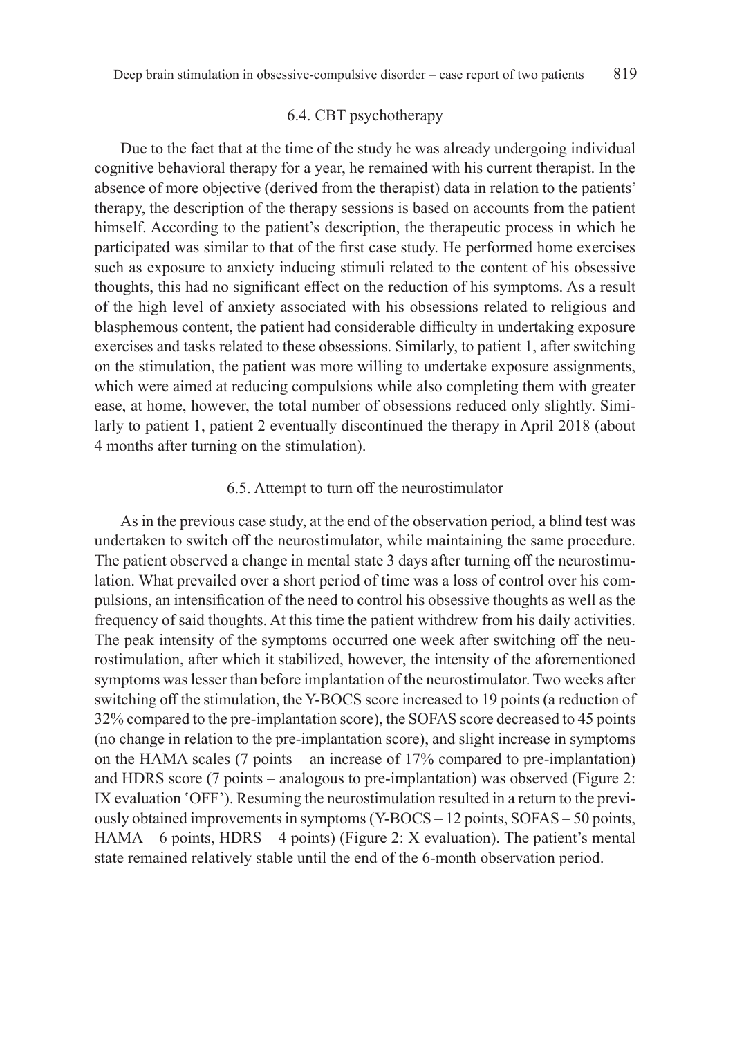### 6.4. CBT psychotherapy

Due to the fact that at the time of the study he was already undergoing individual cognitive behavioral therapy for a year, he remained with his current therapist. In the absence of more objective (derived from the therapist) data in relation to the patients' therapy, the description of the therapy sessions is based on accounts from the patient himself. According to the patient's description, the therapeutic process in which he participated was similar to that of the first case study. He performed home exercises such as exposure to anxiety inducing stimuli related to the content of his obsessive thoughts, this had no significant effect on the reduction of his symptoms. As a result of the high level of anxiety associated with his obsessions related to religious and blasphemous content, the patient had considerable difficulty in undertaking exposure exercises and tasks related to these obsessions. Similarly, to patient 1, after switching on the stimulation, the patient was more willing to undertake exposure assignments, which were aimed at reducing compulsions while also completing them with greater ease, at home, however, the total number of obsessions reduced only slightly. Similarly to patient 1, patient 2 eventually discontinued the therapy in April 2018 (about 4 months after turning on the stimulation).

### 6.5. Attempt to turn off the neurostimulator

As in the previous case study, at the end of the observation period, a blind test was undertaken to switch off the neurostimulator, while maintaining the same procedure. The patient observed a change in mental state 3 days after turning off the neurostimulation. What prevailed over a short period of time was a loss of control over his compulsions, an intensification of the need to control his obsessive thoughts as well as the frequency of said thoughts. At this time the patient withdrew from his daily activities. The peak intensity of the symptoms occurred one week after switching off the neurostimulation, after which it stabilized, however, the intensity of the aforementioned symptoms was lesser than before implantation of the neurostimulator. Two weeks after switching off the stimulation, the Y-BOCS score increased to 19 points (a reduction of 32% compared to the pre-implantation score), the SOFAS score decreased to 45 points (no change in relation to the pre-implantation score), and slight increase in symptoms on the HAMA scales (7 points – an increase of 17% compared to pre-implantation) and HDRS score (7 points – analogous to pre-implantation) was observed (Figure 2: IX evaluation 'OFF'). Resuming the neurostimulation resulted in a return to the previously obtained improvements in symptoms (Y-BOCS – 12 points, SOFAS – 50 points, HAMA – 6 points, HDRS – 4 points) (Figure 2: X evaluation). The patient's mental state remained relatively stable until the end of the 6-month observation period.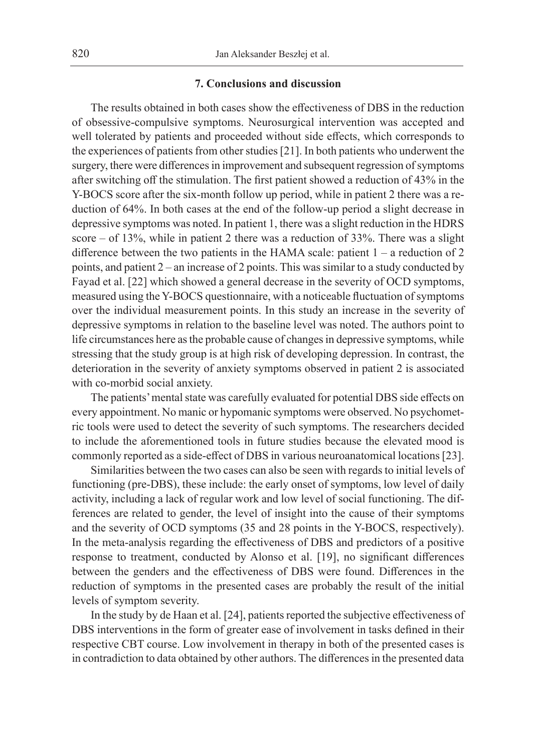### 7. Conclusions and discussion

The results obtained in both cases show the effectiveness of DBS in the reduction of obsessive-compulsive symptoms. Neurosurgical intervention was accepted and well tolerated by patients and proceeded without side effects, which corresponds to the experiences of patients from other studies [21]. In both patients who underwent the surgery, there were differences in improvement and subsequent regression of symptoms after switching off the stimulation. The first patient showed a reduction of 43% in the Y-BOCS score after the six-month follow up period, while in patient 2 there was a reduction of 64%. In both cases at the end of the follow-up period a slight decrease in depressive symptoms was noted. In patient 1, there was a slight reduction in the HDRS score – of 13%, while in patient 2 there was a reduction of 33%. There was a slight difference between the two patients in the HAMA scale: patient 1 – a reduction of 2 points, and patient 2 – an increase of 2 points. This was similar to a study conducted by Fayad et al. [22] which showed a general decrease in the severity of OCD symptoms, measured using the Y-BOCS questionnaire, with a noticeable fluctuation of symptoms over the individual measurement points. In this study an increase in the severity of depressive symptoms in relation to the baseline level was noted. The authors point to life circumstances here as the probable cause of changes in depressive symptoms, while stressing that the study group is at high risk of developing depression. In contrast, the deterioration in the severity of anxiety symptoms observed in patient 2 is associated with co-morbid social anxiety.

The patients' mental state was carefully evaluated for potential DBS side effects on every appointment. No manic or hypomanic symptoms were observed. No psychometric tools were used to detect the severity of such symptoms. The researchers decided to include the aforementioned tools in future studies because the elevated mood is commonly reported as a side-effect of DBS in various neuroanatomical locations [23].

Similarities between the two cases can also be seen with regards to initial levels of functioning (pre-DBS), these include: the early onset of symptoms, low level of daily activity, including a lack of regular work and low level of social functioning. The differences are related to gender, the level of insight into the cause of their symptoms and the severity of OCD symptoms (35 and 28 points in the Y-BOCS, respectively). In the meta-analysis regarding the effectiveness of DBS and predictors of a positive response to treatment, conducted by Alonso et al. [19], no significant differences between the genders and the effectiveness of DBS were found. Differences in the reduction of symptoms in the presented cases are probably the result of the initial levels of symptom severity.

In the study by de Haan et al. [24], patients reported the subjective effectiveness of DBS interventions in the form of greater ease of involvement in tasks defined in their respective CBT course. Low involvement in therapy in both of the presented cases is in contradiction to data obtained by other authors. The differences in the presented data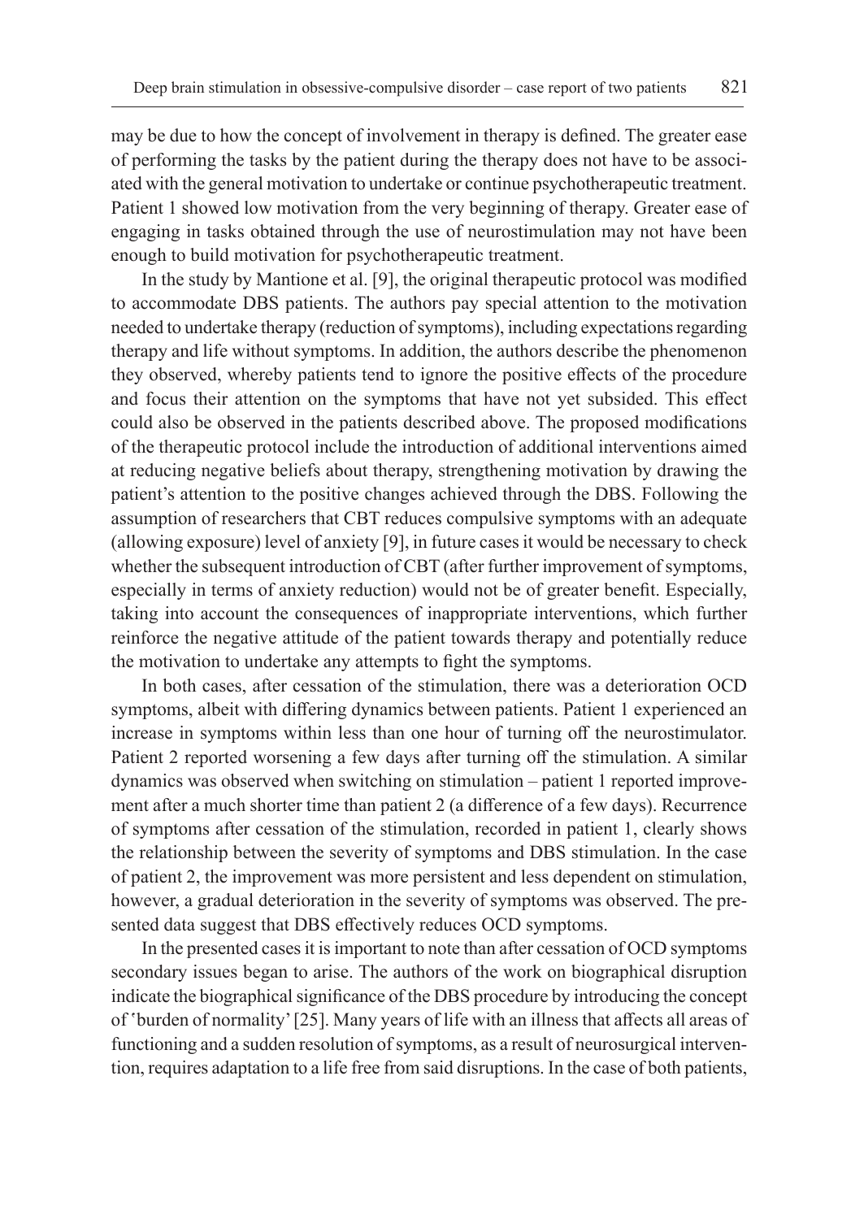may be due to how the concept of involvement in therapy is defined. The greater ease of performing the tasks by the patient during the therapy does not have to be associated with the general motivation to undertake or continue psychotherapeutic treatment. Patient 1 showed low motivation from the very beginning of therapy. Greater ease of engaging in tasks obtained through the use of neurostimulation may not have been enough to build motivation for psychotherapeutic treatment.

In the study by Mantione et al. [9], the original therapeutic protocol was modified to accommodate DBS patients. The authors pay special attention to the motivation needed to undertake therapy (reduction of symptoms), including expectations regarding therapy and life without symptoms. In addition, the authors describe the phenomenon they observed, whereby patients tend to ignore the positive effects of the procedure and focus their attention on the symptoms that have not yet subsided. This effect could also be observed in the patients described above. The proposed modifications of the therapeutic protocol include the introduction of additional interventions aimed at reducing negative beliefs about therapy, strengthening motivation by drawing the patient's attention to the positive changes achieved through the DBS. Following the assumption of researchers that CBT reduces compulsive symptoms with an adequate (allowing exposure) level of anxiety [9], in future cases it would be necessary to check whether the subsequent introduction of CBT (after further improvement of symptoms, especially in terms of anxiety reduction) would not be of greater benefit. Especially, taking into account the consequences of inappropriate interventions, which further reinforce the negative attitude of the patient towards therapy and potentially reduce the motivation to undertake any attempts to fight the symptoms.

In both cases, after cessation of the stimulation, there was a deterioration OCD symptoms, albeit with differing dynamics between patients. Patient 1 experienced an increase in symptoms within less than one hour of turning off the neurostimulator. Patient 2 reported worsening a few days after turning off the stimulation. A similar dynamics was observed when switching on stimulation – patient 1 reported improvement after a much shorter time than patient 2 (a difference of a few days). Recurrence of symptoms after cessation of the stimulation, recorded in patient 1, clearly shows the relationship between the severity of symptoms and DBS stimulation. In the case of patient 2, the improvement was more persistent and less dependent on stimulation, however, a gradual deterioration in the severity of symptoms was observed. The presented data suggest that DBS effectively reduces OCD symptoms.

In the presented cases it is important to note than after cessation of OCD symptoms secondary issues began to arise. The authors of the work on biographical disruption indicate the biographical significance of the DBS procedure by introducing the concept of 'burden of normality' [25]. Many years of life with an illness that affects all areas of functioning and a sudden resolution of symptoms, as a result of neurosurgical intervention, requires adaptation to a life free from said disruptions. In the case of both patients,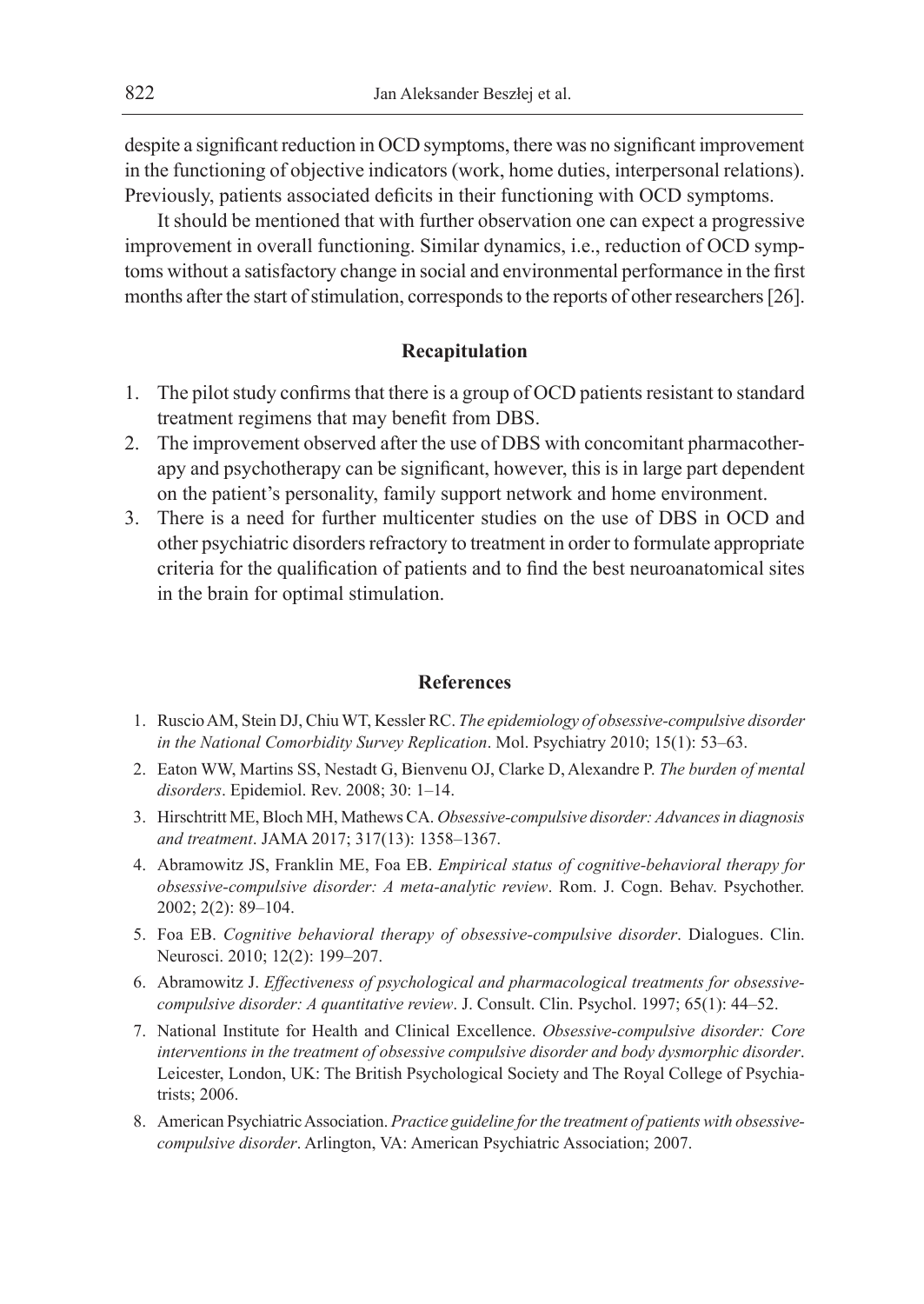despite a significant reduction in OCD symptoms, there was no significant improvement in the functioning of objective indicators (work, home duties, interpersonal relations). Previously, patients associated deficits in their functioning with OCD symptoms.

It should be mentioned that with further observation one can expect a progressive improvement in overall functioning. Similar dynamics, i.e., reduction of OCD symptoms without a satisfactory change in social and environmental performance in the first months after the start of stimulation, corresponds to the reports of other researchers [26].

## Recapitulation

1. The pilot study confirms that there is a group of OCD patients resistant to standard treatment regimens that may benefit from DBS.
2. The improvement observed after the use of DBS with concomitant pharmacotherapy and psychotherapy can be significant, however, this is in large part dependent on the patient's personality, family support network and home environment.
3. There is a need for further multicenter studies on the use of DBS in OCD and other psychiatric disorders refractory to treatment in order to formulate appropriate criteria for the qualification of patients and to find the best neuroanatomical sites in the brain for optimal stimulation.

## References

1. Ruscio AM, Stein DJ, Chiu WT, Kessler RC. *The epidemiology of obsessive-compulsive disorder in the National Comorbidity Survey Replication*. Mol. Psychiatry 2010; 15(1): 53–63.
2. Eaton WW, Martins SS, Nestadt G, Bienvenu OJ, Clarke D, Alexandre P. *The burden of mental disorders*. Epidemiol. Rev. 2008; 30: 1–14.
3. Hirschtritt ME, Bloch MH, Mathews CA. *Obsessive-compulsive disorder: Advances in diagnosis and treatment*. JAMA 2017; 317(13): 1358–1367.
4. Abramowitz JS, Franklin ME, Foa EB. *Empirical status of cognitive-behavioral therapy for obsessive-compulsive disorder: A meta-analytic review*. Rom. J. Cogn. Behav. Psychother. 2002; 2(2): 89–104.
5. Foa EB. *Cognitive behavioral therapy of obsessive-compulsive disorder*. Dialogues. Clin. Neurosci. 2010; 12(2): 199–207.
6. Abramowitz J. *Effectiveness of psychological and pharmacological treatments for obsessive-compulsive disorder: A quantitative review*. J. Consult. Clin. Psychol. 1997; 65(1): 44–52.
7. National Institute for Health and Clinical Excellence. *Obsessive-compulsive disorder: Core interventions in the treatment of obsessive compulsive disorder and body dysmorphic disorder*. Leicester, London, UK: The British Psychological Society and The Royal College of Psychiatrists; 2006.
8. American Psychiatric Association. *Practice guideline for the treatment of patients with obsessive-compulsive disorder*. Arlington, VA: American Psychiatric Association; 2007.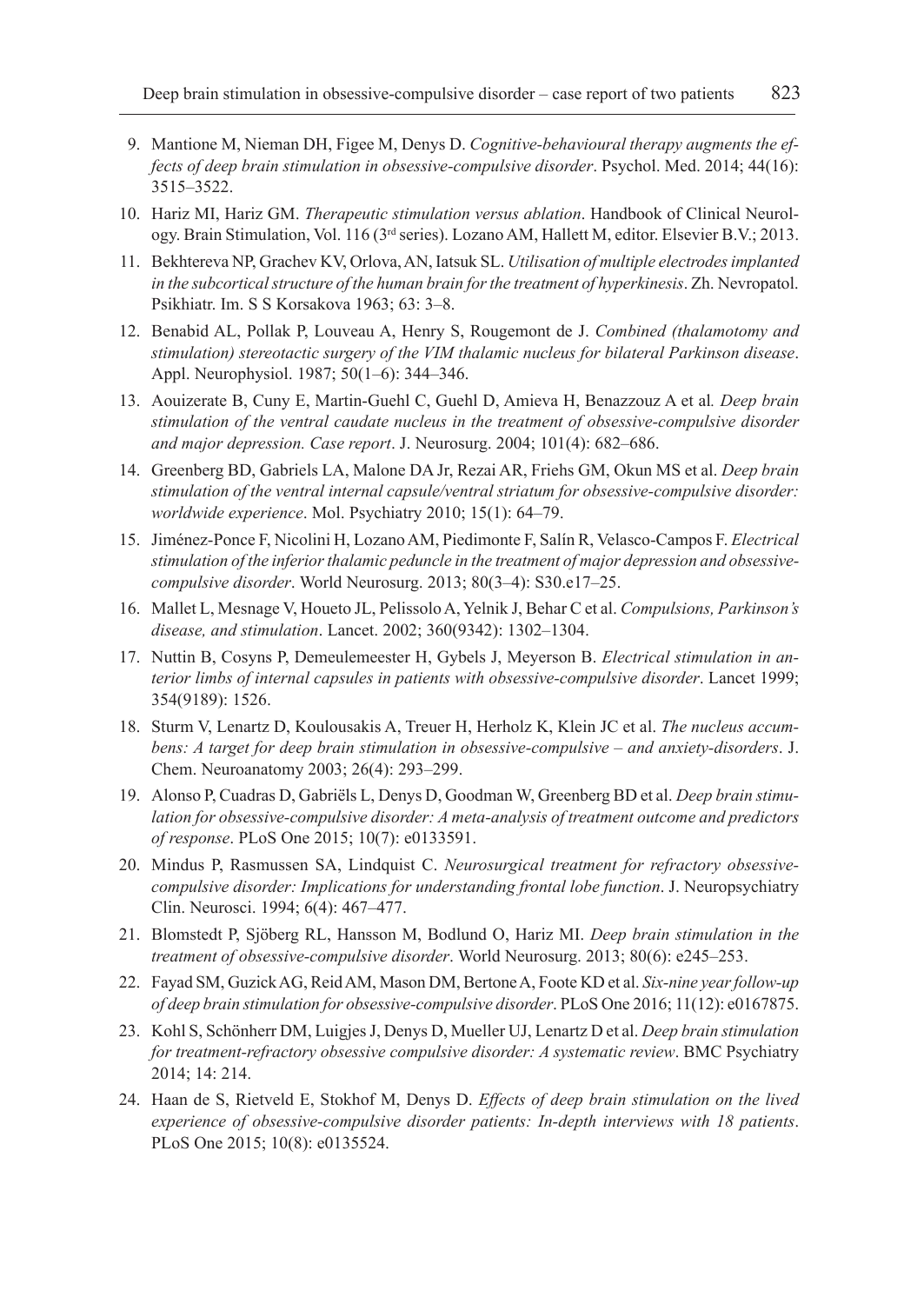9. Mantione M, Nieman DH, Figee M, Denys D. *Cognitive-behavioural therapy augments the effects of deep brain stimulation in obsessive-compulsive disorder*. Psychol. Med. 2014; 44(16): 3515–3522.
10. Hariz MI, Hariz GM. *Therapeutic stimulation versus ablation*. Handbook of Clinical Neurology. Brain Stimulation, Vol. 116 (3rd series). Lozano AM, Hallett M, editor. Elsevier B.V.; 2013.
11. Bekhtereva NP, Grachev KV, Orlova, AN, Iatsuk SL. *Utilisation of multiple electrodes implanted in the subcortical structure of the human brain for the treatment of hyperkinesis*. Zh. Nevropatol. Psikhiatr. Im. S S Korsakova 1963; 63: 3–8.
12. Benabid AL, Pollak P, Louveau A, Henry S, Rougemont de J. *Combined (thalamotomy and stimulation) stereotactic surgery of the VIM thalamic nucleus for bilateral Parkinson disease*. Appl. Neurophysiol. 1987; 50(1–6): 344–346.
13. Aouizerate B, Cuny E, Martin-Guehl C, Guehl D, Amieva H, Benazzouz A et al*. Deep brain stimulation of the ventral caudate nucleus in the treatment of obsessive-compulsive disorder and major depression. Case report*. J. Neurosurg. 2004; 101(4): 682–686.
14. Greenberg BD, Gabriels LA, Malone DA Jr, Rezai AR, Friehs GM, Okun MS et al. *Deep brain stimulation of the ventral internal capsule/ventral striatum for obsessive-compulsive disorder: worldwide experience*. Mol. Psychiatry 2010; 15(1): 64–79.
15. Jiménez-Ponce F, Nicolini H, Lozano AM, Piedimonte F, Salín R, Velasco-Campos F. *Electrical stimulation of the inferior thalamic peduncle in the treatment of major depression and obsessive-compulsive disorder*. World Neurosurg. 2013; 80(3–4): S30.e17–25.
16. Mallet L, Mesnage V, Houeto JL, Pelissolo A, Yelnik J, Behar C et al. *Compulsions, Parkinson's disease, and stimulation*. Lancet. 2002; 360(9342): 1302–1304.
17. Nuttin B, Cosyns P, Demeulemeester H, Gybels J, Meyerson B. *Electrical stimulation in anterior limbs of internal capsules in patients with obsessive-compulsive disorder*. Lancet 1999; 354(9189): 1526.
18. Sturm V, Lenartz D, Koulousakis A, Treuer H, Herholz K, Klein JC et al. *The nucleus accumbens: A target for deep brain stimulation in obsessive-compulsive – and anxiety-disorders*. J. Chem. Neuroanatomy 2003; 26(4): 293–299.
19. Alonso P, Cuadras D, Gabriëls L, Denys D, Goodman W, Greenberg BD et al. *Deep brain stimulation for obsessive-compulsive disorder: A meta-analysis of treatment outcome and predictors of response*. PLoS One 2015; 10(7): e0133591.
20. Mindus P, Rasmussen SA, Lindquist C. *Neurosurgical treatment for refractory obsessive-compulsive disorder: Implications for understanding frontal lobe function*. J. Neuropsychiatry Clin. Neurosci. 1994; 6(4): 467–477.
21. Blomstedt P, Sjöberg RL, Hansson M, Bodlund O, Hariz MI. *Deep brain stimulation in the treatment of obsessive-compulsive disorder*. World Neurosurg. 2013; 80(6): e245–253.
22. Fayad SM, Guzick AG, Reid AM, Mason DM, Bertone A, Foote KD et al. *Six-nine year follow-up of deep brain stimulation for obsessive-compulsive disorder*. PLoS One 2016; 11(12): e0167875.
23. Kohl S, Schönherr DM, Luigjes J, Denys D, Mueller UJ, Lenartz D et al. *Deep brain stimulation for treatment-refractory obsessive compulsive disorder: A systematic review*. BMC Psychiatry 2014; 14: 214.
24. Haan de S, Rietveld E, Stokhof M, Denys D. *Effects of deep brain stimulation on the lived experience of obsessive-compulsive disorder patients: In-depth interviews with 18 patients*. PLoS One 2015; 10(8): e0135524.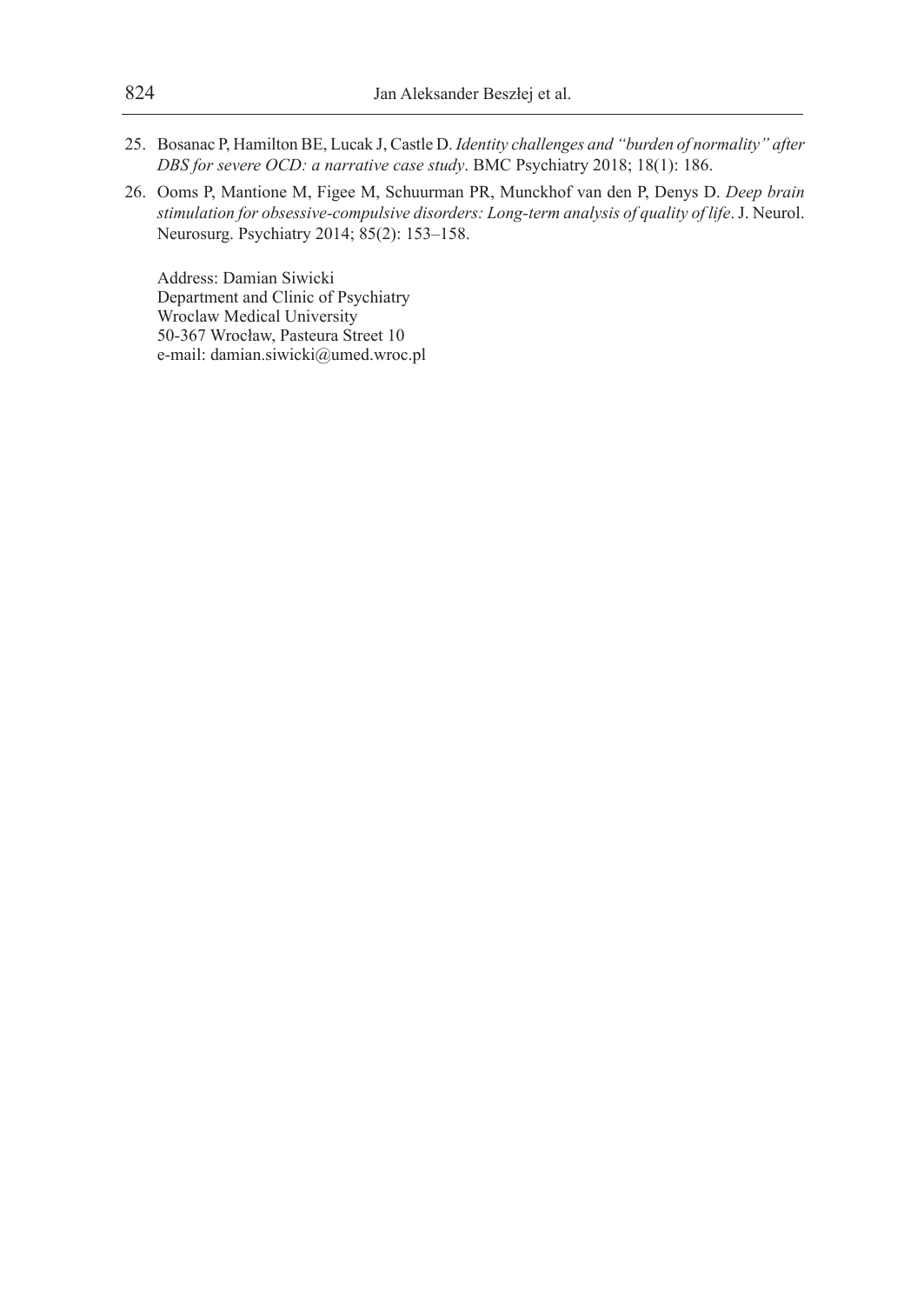25. Bosanac P, Hamilton BE, Lucak J, Castle D. *Identity challenges and "burden of normality" after DBS for severe OCD: a narrative case study*. BMC Psychiatry 2018; 18(1): 186.
26. Ooms P, Mantione M, Figee M, Schuurman PR, Munckhof van den P, Denys D. *Deep brain stimulation for obsessive-compulsive disorders: Long-term analysis of quality of life*. J. Neurol. Neurosurg. Psychiatry 2014; 85(2): 153–158.

Address: Damian Siwicki
Department and Clinic of Psychiatry
Wroclaw Medical University
50-367 Wrocław, Pasteura Street 10
e-mail: damian.siwicki@umed.wroc.pl